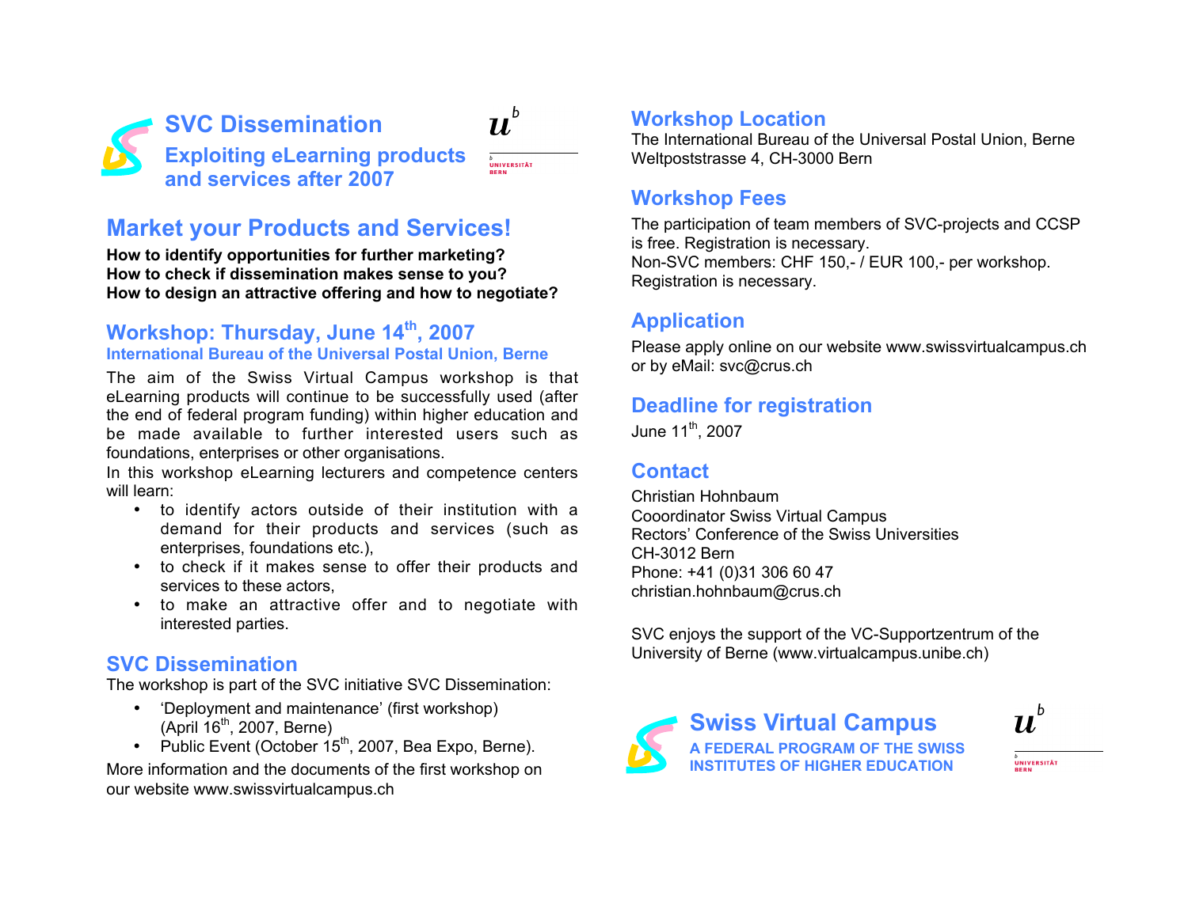# SVC Dissemination

## Exploiting eLearning products and services after 2007

# Market your Products and Services!

**How to identify opportunities for further marketing?**
**How to check if dissemination makes sense to you?**
**How to design an attractive offering and how to negotiate?**

## Workshop: Thursday, June 14th, 2007

### International Bureau of the Universal Postal Union, Berne

The aim of the Swiss Virtual Campus workshop is that eLearning products will continue to be successfully used (after the end of federal program funding) within higher education and be made available to further interested users such as foundations, enterprises or other organisations.

In this workshop eLearning lecturers and competence centers will learn:

- to identify actors outside of their institution with a demand for their products and services (such as enterprises, foundations etc.),
- to check if it makes sense to offer their products and services to these actors,
- to make an attractive offer and to negotiate with interested parties.

## SVC Dissemination

The workshop is part of the SVC initiative SVC Dissemination:

- 'Deployment and maintenance' (first workshop) (April 16th, 2007, Berne)
- Public Event (October 15th, 2007, Bea Expo, Berne).

More information and the documents of the first workshop on our website www.swissvirtualcampus.ch

## Workshop Location

The International Bureau of the Universal Postal Union, Berne
Weltpoststrasse 4, CH-3000 Bern

## Workshop Fees

The participation of team members of SVC-projects and CCSP is free. Registration is necessary.
Non-SVC members: CHF 150,- / EUR 100,- per workshop. Registration is necessary.

## Application

Please apply online on our website www.swissvirtualcampus.ch or by eMail: svc@crus.ch

## Deadline for registration

June 11th, 2007

## Contact

Christian Hohnbaum
Cooordinator Swiss Virtual Campus
Rectors' Conference of the Swiss Universities
CH-3012 Bern
Phone: +41 (0)31 306 60 47
christian.hohnbaum@crus.ch

SVC enjoys the support of the VC-Supportzentrum of the University of Berne (www.virtualcampus.unibe.ch)

**Swiss Virtual Campus**
**A FEDERAL PROGRAM OF THE SWISS INSTITUTES OF HIGHER EDUCATION**

UNIVERSITÄT BERN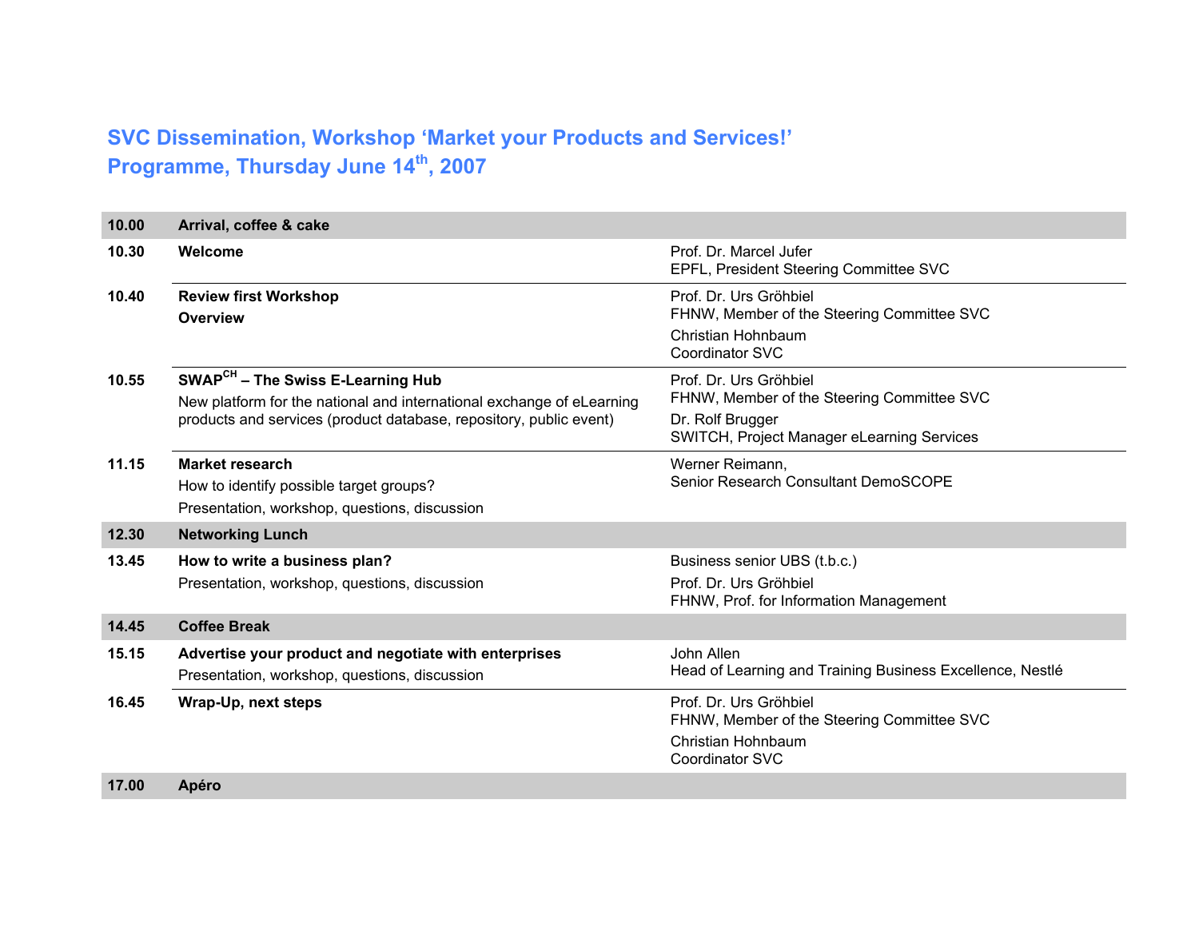# SVC Dissemination, Workshop 'Market your Products and Services!'
# Programme, Thursday June 14th, 2007

| | | |
|---|---|---|
| **10.00** | **Arrival, coffee & cake** | |
| **10.30** | **Welcome** | Prof. Dr. Marcel Jufer<br>EPFL, President Steering Committee SVC |
| **10.40** | **Review first Workshop**<br>**Overview** | Prof. Dr. Urs Gröhbiel<br>FHNW, Member of the Steering Committee SVC<br>Christian Hohnbaum<br>Coordinator SVC |
| **10.55** | **SWAPCH – The Swiss E-Learning Hub**<br>New platform for the national and international exchange of eLearning products and services (product database, repository, public event) | Prof. Dr. Urs Gröhbiel<br>FHNW, Member of the Steering Committee SVC<br>Dr. Rolf Brugger<br>SWITCH, Project Manager eLearning Services |
| **11.15** | **Market research**<br>How to identify possible target groups?<br>Presentation, workshop, questions, discussion | Werner Reimann,<br>Senior Research Consultant DemoSCOPE |
| **12.30** | **Networking Lunch** | |
| **13.45** | **How to write a business plan?**<br>Presentation, workshop, questions, discussion | Business senior UBS (t.b.c.)<br>Prof. Dr. Urs Gröhbiel<br>FHNW, Prof. for Information Management |
| **14.45** | **Coffee Break** | |
| **15.15** | **Advertise your product and negotiate with enterprises**<br>Presentation, workshop, questions, discussion | John Allen<br>Head of Learning and Training Business Excellence, Nestlé |
| **16.45** | **Wrap-Up, next steps** | Prof. Dr. Urs Gröhbiel<br>FHNW, Member of the Steering Committee SVC<br>Christian Hohnbaum<br>Coordinator SVC |
| **17.00** | **Apéro** | |